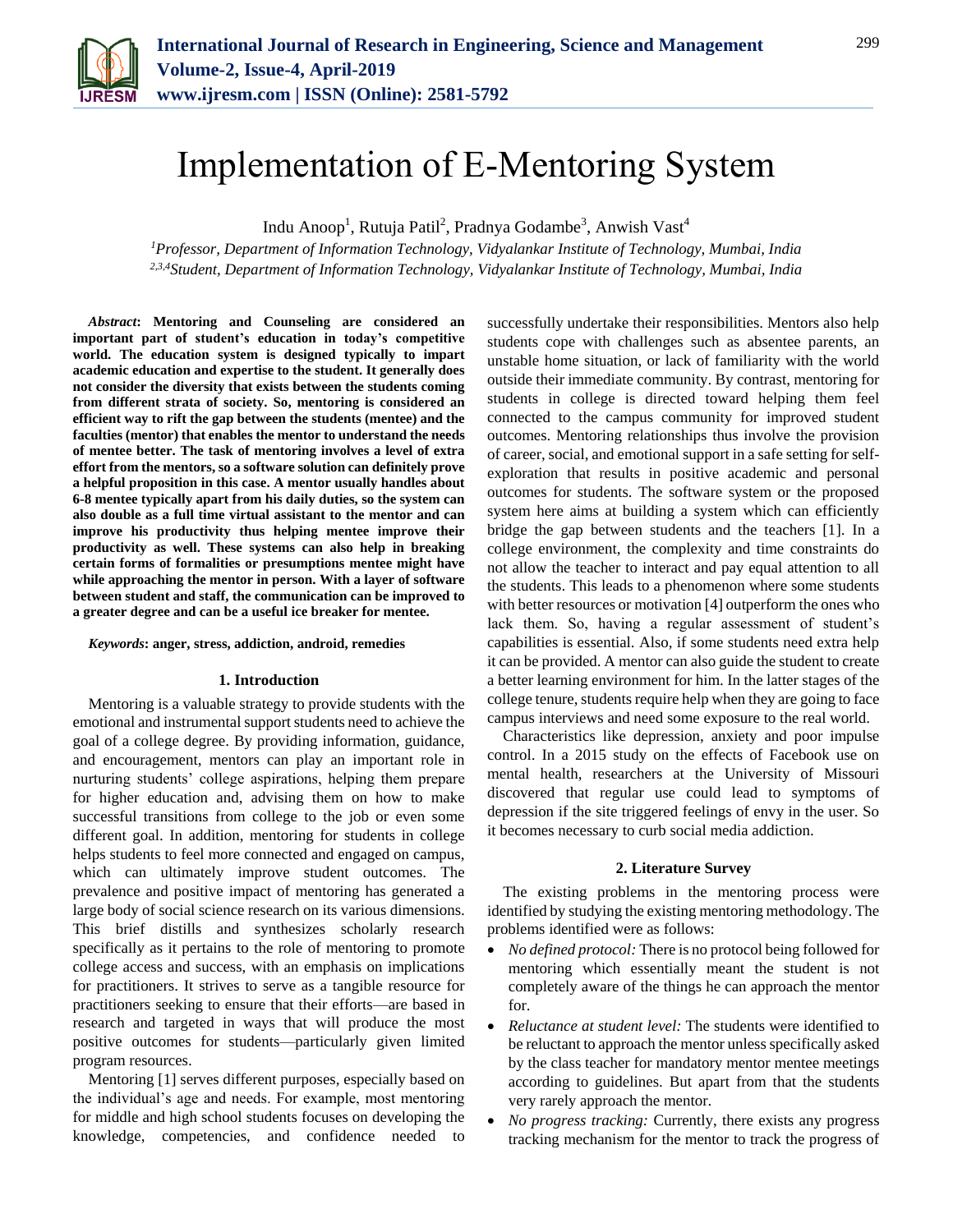# Implementation of E-Mentoring System

Indu Anoop[1], Rutuja Patil[2], Pradnya Godambe[3], Anwish Vast[4]

[1]*Professor, Department of Information Technology, Vidyalankar Institute of Technology, Mumbai, India*
[2,3,4]*Student, Department of Information Technology, Vidyalankar Institute of Technology, Mumbai, India*

***Abstract*: Mentoring and Counseling are considered an important part of student's education in today's competitive world. The education system is designed typically to impart academic education and expertise to the student. It generally does not consider the diversity that exists between the students coming from different strata of society. So, mentoring is considered an efficient way to rift the gap between the students (mentee) and the faculties (mentor) that enables the mentor to understand the needs of mentee better. The task of mentoring involves a level of extra effort from the mentors, so a software solution can definitely prove a helpful proposition in this case. A mentor usually handles about 6-8 mentee typically apart from his daily duties, so the system can also double as a full time virtual assistant to the mentor and can improve his productivity thus helping mentee improve their productivity as well. These systems can also help in breaking certain forms of formalities or presumptions mentee might have while approaching the mentor in person. With a layer of software between student and staff, the communication can be improved to a greater degree and can be a useful ice breaker for mentee.**

***Keywords*: anger, stress, addiction, android, remedies**

## 1. Introduction

Mentoring is a valuable strategy to provide students with the emotional and instrumental support students need to achieve the goal of a college degree. By providing information, guidance, and encouragement, mentors can play an important role in nurturing students' college aspirations, helping them prepare for higher education and, advising them on how to make successful transitions from college to the job or even some different goal. In addition, mentoring for students in college helps students to feel more connected and engaged on campus, which can ultimately improve student outcomes. The prevalence and positive impact of mentoring has generated a large body of social science research on its various dimensions. This brief distills and synthesizes scholarly research specifically as it pertains to the role of mentoring to promote college access and success, with an emphasis on implications for practitioners. It strives to serve as a tangible resource for practitioners seeking to ensure that their efforts—are based in research and targeted in ways that will produce the most positive outcomes for students—particularly given limited program resources.

Mentoring [1] serves different purposes, especially based on the individual's age and needs. For example, most mentoring for middle and high school students focuses on developing the knowledge, competencies, and confidence needed to successfully undertake their responsibilities. Mentors also help students cope with challenges such as absentee parents, an unstable home situation, or lack of familiarity with the world outside their immediate community. By contrast, mentoring for students in college is directed toward helping them feel connected to the campus community for improved student outcomes. Mentoring relationships thus involve the provision of career, social, and emotional support in a safe setting for self-exploration that results in positive academic and personal outcomes for students. The software system or the proposed system here aims at building a system which can efficiently bridge the gap between students and the teachers [1]. In a college environment, the complexity and time constraints do not allow the teacher to interact and pay equal attention to all the students. This leads to a phenomenon where some students with better resources or motivation [4] outperform the ones who lack them. So, having a regular assessment of student's capabilities is essential. Also, if some students need extra help it can be provided. A mentor can also guide the student to create a better learning environment for him. In the latter stages of the college tenure, students require help when they are going to face campus interviews and need some exposure to the real world.

Characteristics like depression, anxiety and poor impulse control. In a 2015 study on the effects of Facebook use on mental health, researchers at the University of Missouri discovered that regular use could lead to symptoms of depression if the site triggered feelings of envy in the user. So it becomes necessary to curb social media addiction.

## 2. Literature Survey

The existing problems in the mentoring process were identified by studying the existing mentoring methodology. The problems identified were as follows:

- *No defined protocol:* There is no protocol being followed for mentoring which essentially meant the student is not completely aware of the things he can approach the mentor for.
- *Reluctance at student level:* The students were identified to be reluctant to approach the mentor unless specifically asked by the class teacher for mandatory mentor mentee meetings according to guidelines. But apart from that the students very rarely approach the mentor.
- *No progress tracking:* Currently, there exists any progress tracking mechanism for the mentor to track the progress of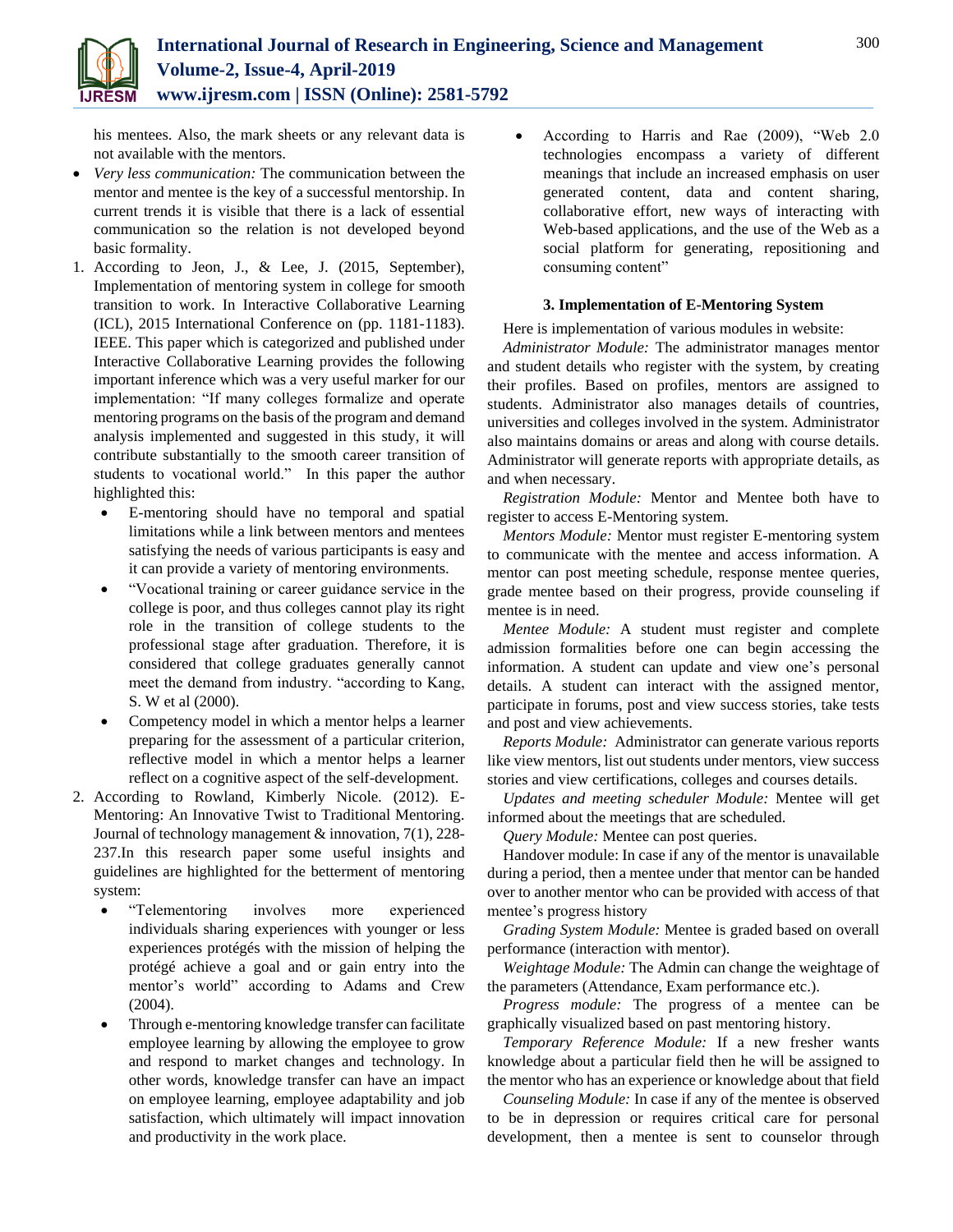his mentees. Also, the mark sheets or any relevant data is not available with the mentors.

- *Very less communication:* The communication between the mentor and mentee is the key of a successful mentorship. In current trends it is visible that there is a lack of essential communication so the relation is not developed beyond basic formality.

1. According to Jeon, J., & Lee, J. (2015, September), Implementation of mentoring system in college for smooth transition to work. In Interactive Collaborative Learning (ICL), 2015 International Conference on (pp. 1181-1183). IEEE. This paper which is categorized and published under Interactive Collaborative Learning provides the following important inference which was a very useful marker for our implementation: "If many colleges formalize and operate mentoring programs on the basis of the program and demand analysis implemented and suggested in this study, it will contribute substantially to the smooth career transition of students to vocational world." In this paper the author highlighted this:
   - E-mentoring should have no temporal and spatial limitations while a link between mentors and mentees satisfying the needs of various participants is easy and it can provide a variety of mentoring environments.
   - "Vocational training or career guidance service in the college is poor, and thus colleges cannot play its right role in the transition of college students to the professional stage after graduation. Therefore, it is considered that college graduates generally cannot meet the demand from industry. "according to Kang, S. W et al (2000).
   - Competency model in which a mentor helps a learner preparing for the assessment of a particular criterion, reflective model in which a mentor helps a learner reflect on a cognitive aspect of the self-development.
2. According to Rowland, Kimberly Nicole. (2012). E-Mentoring: An Innovative Twist to Traditional Mentoring. Journal of technology management & innovation, 7(1), 228-237.In this research paper some useful insights and guidelines are highlighted for the betterment of mentoring system:
   - "Telementoring involves more experienced individuals sharing experiences with younger or less experiences protégés with the mission of helping the protégé achieve a goal and or gain entry into the mentor's world" according to Adams and Crew (2004).
   - Through e-mentoring knowledge transfer can facilitate employee learning by allowing the employee to grow and respond to market changes and technology. In other words, knowledge transfer can have an impact on employee learning, employee adaptability and job satisfaction, which ultimately will impact innovation and productivity in the work place.
   - According to Harris and Rae (2009), "Web 2.0 technologies encompass a variety of different meanings that include an increased emphasis on user generated content, data and content sharing, collaborative effort, new ways of interacting with Web-based applications, and the use of the Web as a social platform for generating, repositioning and consuming content"

### 3. Implementation of E-Mentoring System

Here is implementation of various modules in website:

*Administrator Module:* The administrator manages mentor and student details who register with the system, by creating their profiles. Based on profiles, mentors are assigned to students. Administrator also manages details of countries, universities and colleges involved in the system. Administrator also maintains domains or areas and along with course details. Administrator will generate reports with appropriate details, as and when necessary.

*Registration Module:* Mentor and Mentee both have to register to access E-Mentoring system.

*Mentors Module:* Mentor must register E-mentoring system to communicate with the mentee and access information. A mentor can post meeting schedule, response mentee queries, grade mentee based on their progress, provide counseling if mentee is in need.

*Mentee Module:* A student must register and complete admission formalities before one can begin accessing the information. A student can update and view one's personal details. A student can interact with the assigned mentor, participate in forums, post and view success stories, take tests and post and view achievements.

*Reports Module:* Administrator can generate various reports like view mentors, list out students under mentors, view success stories and view certifications, colleges and courses details.

*Updates and meeting scheduler Module:* Mentee will get informed about the meetings that are scheduled.

*Query Module:* Mentee can post queries.

Handover module: In case if any of the mentor is unavailable during a period, then a mentee under that mentor can be handed over to another mentor who can be provided with access of that mentee's progress history

*Grading System Module:* Mentee is graded based on overall performance (interaction with mentor).

*Weightage Module:* The Admin can change the weightage of the parameters (Attendance, Exam performance etc.).

*Progress module:* The progress of a mentee can be graphically visualized based on past mentoring history.

*Temporary Reference Module:* If a new fresher wants knowledge about a particular field then he will be assigned to the mentor who has an experience or knowledge about that field

*Counseling Module:* In case if any of the mentee is observed to be in depression or requires critical care for personal development, then a mentee is sent to counselor through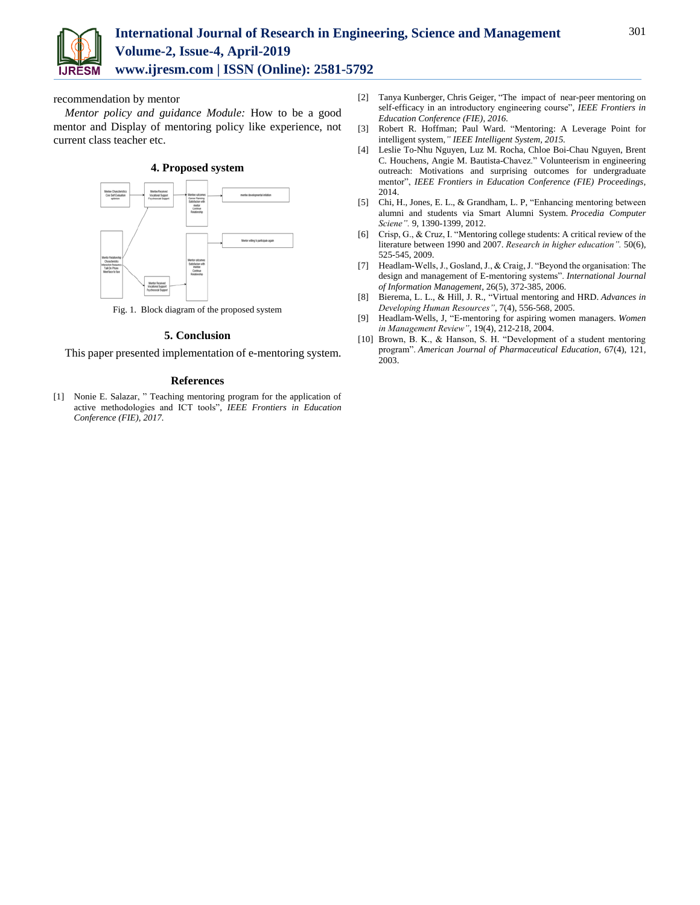recommendation by mentor

*Mentor policy and guidance Module:* How to be a good mentor and Display of mentoring policy like experience, not current class teacher etc.

## 4. Proposed system

Mentee Characteristics Core Self Evaluation optimism

Mentee Received Vocational Support Psychosocial Support

Mentee outcomes Career Planning Satisfaction with mentor Continue Relationship

mentee developmental initiation

Mentor Relationship Characteristic Interaction frequency Talk On Phone Meet face to face

Mentor outcomes Satisfaction with mentee Continue Relationship

Mentor willing to participate again

Mentor Received Vocational Support Psychosocial Support

Fig. 1. Block diagram of the proposed system

## 5. Conclusion

This paper presented implementation of e-mentoring system.

## References

[1] Nonie E. Salazar, " Teaching mentoring program for the application of active methodologies and ICT tools", *IEEE Frontiers in Education Conference (FIE), 2017.*

[2] Tanya Kunberger, Chris Geiger, "The impact of near-peer mentoring on self-efficacy in an introductory engineering course", *IEEE Frontiers in Education Conference (FIE), 2016.*

[3] Robert R. Hoffman; Paul Ward. "Mentoring: A Leverage Point for intelligent system,*" IEEE Intelligent System, 2015.*

[4] Leslie To-Nhu Nguyen, Luz M. Rocha, Chloe Boi-Chau Nguyen, Brent C. Houchens, Angie M. Bautista-Chavez." Volunteerism in engineering outreach: Motivations and surprising outcomes for undergraduate mentor", *IEEE Frontiers in Education Conference (FIE) Proceedings*, 2014.

[5] Chi, H., Jones, E. L., & Grandham, L. P, "Enhancing mentoring between alumni and students via Smart Alumni System. *Procedia Computer Sciene".* 9, 1390-1399, 2012.

[6] Crisp, G., & Cruz, I. "Mentoring college students: A critical review of the literature between 1990 and 2007. *Research in higher education".* 50(6), 525-545, 2009.

[7] Headlam-Wells, J., Gosland, J., & Craig, J. "Beyond the organisation: The design and management of E-mentoring systems". *International Journal of Information Management*, 26(5), 372-385, 2006.

[8] Bierema, L. L., & Hill, J. R., "Virtual mentoring and HRD. *Advances in Developing Human Resources"*, 7(4), 556-568, 2005.

[9] Headlam-Wells, J, "E-mentoring for aspiring women managers. *Women in Management Review"*, 19(4), 212-218, 2004.

[10] Brown, B. K., & Hanson, S. H. "Development of a student mentoring program". *American Journal of Pharmaceutical Education*, 67(4), 121, 2003.